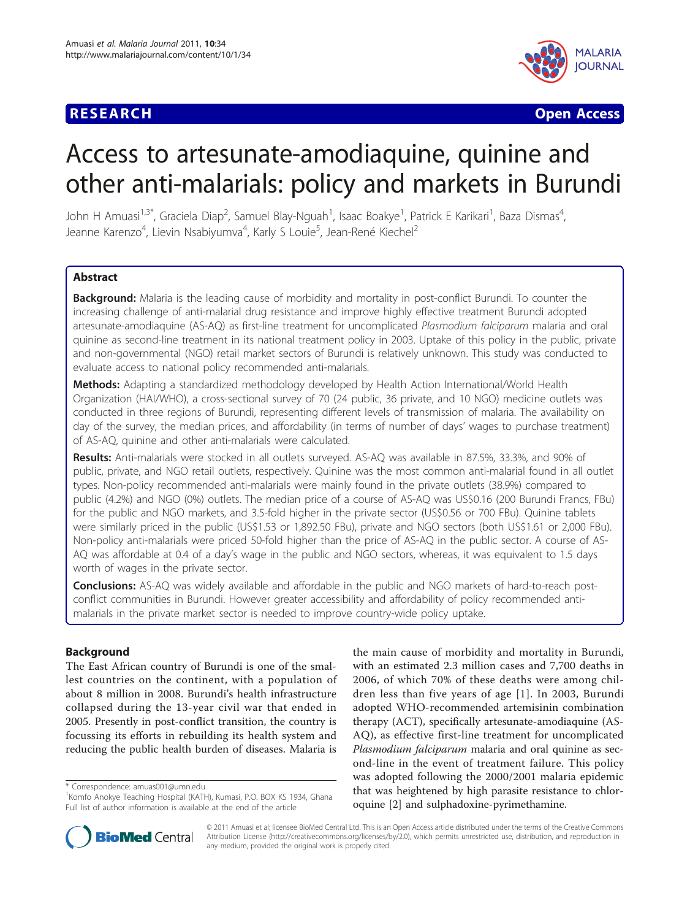**RESEARCH** **Open Access**

# Access to artesunate-amodiaquine, quinine and other anti-malarials: policy and markets in Burundi

John H Amuasi[1,3*], Graciela Diap[2], Samuel Blay-Nguah[1], Isaac Boakye[1], Patrick E Karikari[1], Baza Dismas[4], Jeanne Karenzo[4], Lievin Nsabiyumva[4], Karly S Louie[5], Jean-René Kiechel[2]

## Abstract

**Background:** Malaria is the leading cause of morbidity and mortality in post-conflict Burundi. To counter the increasing challenge of anti-malarial drug resistance and improve highly effective treatment Burundi adopted artesunate-amodiaquine (AS-AQ) as first-line treatment for uncomplicated *Plasmodium falciparum* malaria and oral quinine as second-line treatment in its national treatment policy in 2003. Uptake of this policy in the public, private and non-governmental (NGO) retail market sectors of Burundi is relatively unknown. This study was conducted to evaluate access to national policy recommended anti-malarials.

**Methods:** Adapting a standardized methodology developed by Health Action International/World Health Organization (HAI/WHO), a cross-sectional survey of 70 (24 public, 36 private, and 10 NGO) medicine outlets was conducted in three regions of Burundi, representing different levels of transmission of malaria. The availability on day of the survey, the median prices, and affordability (in terms of number of days' wages to purchase treatment) of AS-AQ, quinine and other anti-malarials were calculated.

**Results:** Anti-malarials were stocked in all outlets surveyed. AS-AQ was available in 87.5%, 33.3%, and 90% of public, private, and NGO retail outlets, respectively. Quinine was the most common anti-malarial found in all outlet types. Non-policy recommended anti-malarials were mainly found in the private outlets (38.9%) compared to public (4.2%) and NGO (0%) outlets. The median price of a course of AS-AQ was US$0.16 (200 Burundi Francs, FBu) for the public and NGO markets, and 3.5-fold higher in the private sector (US$0.56 or 700 FBu). Quinine tablets were similarly priced in the public (US$1.53 or 1,892.50 FBu), private and NGO sectors (both US$1.61 or 2,000 FBu). Non-policy anti-malarials were priced 50-fold higher than the price of AS-AQ in the public sector. A course of AS-AQ was affordable at 0.4 of a day's wage in the public and NGO sectors, whereas, it was equivalent to 1.5 days worth of wages in the private sector.

**Conclusions:** AS-AQ was widely available and affordable in the public and NGO markets of hard-to-reach post-conflict communities in Burundi. However greater accessibility and affordability of policy recommended anti-malarials in the private market sector is needed to improve country-wide policy uptake.

## Background

The East African country of Burundi is one of the smallest countries on the continent, with a population of about 8 million in 2008. Burundi's health infrastructure collapsed during the 13-year civil war that ended in 2005. Presently in post-conflict transition, the country is focussing its efforts in rebuilding its health system and reducing the public health burden of diseases. Malaria is the main cause of morbidity and mortality in Burundi, with an estimated 2.3 million cases and 7,700 deaths in 2006, of which 70% of these deaths were among children less than five years of age [1]. In 2003, Burundi adopted WHO-recommended artemisinin combination therapy (ACT), specifically artesunate-amodiaquine (AS-AQ), as effective first-line treatment for uncomplicated *Plasmodium falciparum* malaria and oral quinine as second-line in the event of treatment failure. This policy was adopted following the 2000/2001 malaria epidemic that was heightened by high parasite resistance to chloroquine [2] and sulphadoxine-pyrimethamine.

\* Correspondence: amuas001@umn.edu
[1]Komfo Anokye Teaching Hospital (KATH), Kumasi, P.O. BOX KS 1934, Ghana
Full list of author information is available at the end of the article

© 2011 Amuasi et al; licensee BioMed Central Ltd. This is an Open Access article distributed under the terms of the Creative Commons Attribution License (http://creativecommons.org/licenses/by/2.0), which permits unrestricted use, distribution, and reproduction in any medium, provided the original work is properly cited.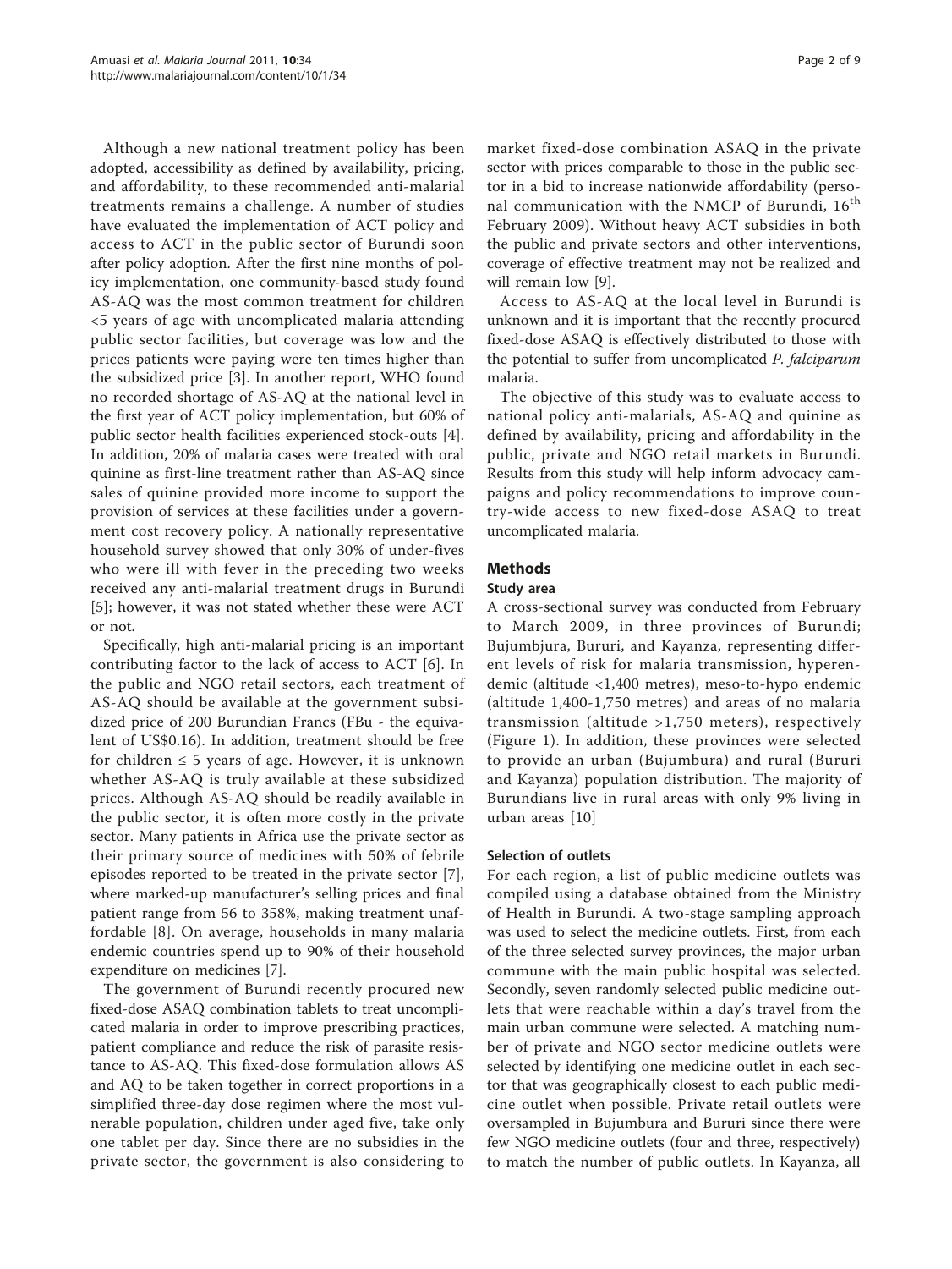Although a new national treatment policy has been adopted, accessibility as defined by availability, pricing, and affordability, to these recommended anti-malarial treatments remains a challenge. A number of studies have evaluated the implementation of ACT policy and access to ACT in the public sector of Burundi soon after policy adoption. After the first nine months of policy implementation, one community-based study found AS-AQ was the most common treatment for children <5 years of age with uncomplicated malaria attending public sector facilities, but coverage was low and the prices patients were paying were ten times higher than the subsidized price [3]. In another report, WHO found no recorded shortage of AS-AQ at the national level in the first year of ACT policy implementation, but 60% of public sector health facilities experienced stock-outs [4]. In addition, 20% of malaria cases were treated with oral quinine as first-line treatment rather than AS-AQ since sales of quinine provided more income to support the provision of services at these facilities under a government cost recovery policy. A nationally representative household survey showed that only 30% of under-fives who were ill with fever in the preceding two weeks received any anti-malarial treatment drugs in Burundi [5]; however, it was not stated whether these were ACT or not.

Specifically, high anti-malarial pricing is an important contributing factor to the lack of access to ACT [6]. In the public and NGO retail sectors, each treatment of AS-AQ should be available at the government subsidized price of 200 Burundian Francs (FBu - the equivalent of US$0.16). In addition, treatment should be free for children ≤ 5 years of age. However, it is unknown whether AS-AQ is truly available at these subsidized prices. Although AS-AQ should be readily available in the public sector, it is often more costly in the private sector. Many patients in Africa use the private sector as their primary source of medicines with 50% of febrile episodes reported to be treated in the private sector [7], where marked-up manufacturer's selling prices and final patient range from 56 to 358%, making treatment unaffordable [8]. On average, households in many malaria endemic countries spend up to 90% of their household expenditure on medicines [7].

The government of Burundi recently procured new fixed-dose ASAQ combination tablets to treat uncomplicated malaria in order to improve prescribing practices, patient compliance and reduce the risk of parasite resistance to AS-AQ. This fixed-dose formulation allows AS and AQ to be taken together in correct proportions in a simplified three-day dose regimen where the most vulnerable population, children under aged five, take only one tablet per day. Since there are no subsidies in the private sector, the government is also considering to market fixed-dose combination ASAQ in the private sector with prices comparable to those in the public sector in a bid to increase nationwide affordability (personal communication with the NMCP of Burundi, 16th February 2009). Without heavy ACT subsidies in both the public and private sectors and other interventions, coverage of effective treatment may not be realized and will remain low [9].

Access to AS-AQ at the local level in Burundi is unknown and it is important that the recently procured fixed-dose ASAQ is effectively distributed to those with the potential to suffer from uncomplicated *P. falciparum* malaria.

The objective of this study was to evaluate access to national policy anti-malarials, AS-AQ and quinine as defined by availability, pricing and affordability in the public, private and NGO retail markets in Burundi. Results from this study will help inform advocacy campaigns and policy recommendations to improve country-wide access to new fixed-dose ASAQ to treat uncomplicated malaria.

## Methods

### Study area

A cross-sectional survey was conducted from February to March 2009, in three provinces of Burundi; Bujumbjura, Bururi, and Kayanza, representing different levels of risk for malaria transmission, hyperendemic (altitude <1,400 metres), meso-to-hypo endemic (altitude 1,400-1,750 metres) and areas of no malaria transmission (altitude >1,750 meters), respectively (Figure 1). In addition, these provinces were selected to provide an urban (Bujumbura) and rural (Bururi and Kayanza) population distribution. The majority of Burundians live in rural areas with only 9% living in urban areas [10]

### Selection of outlets

For each region, a list of public medicine outlets was compiled using a database obtained from the Ministry of Health in Burundi. A two-stage sampling approach was used to select the medicine outlets. First, from each of the three selected survey provinces, the major urban commune with the main public hospital was selected. Secondly, seven randomly selected public medicine outlets that were reachable within a day's travel from the main urban commune were selected. A matching number of private and NGO sector medicine outlets were selected by identifying one medicine outlet in each sector that was geographically closest to each public medicine outlet when possible. Private retail outlets were oversampled in Bujumbura and Bururi since there were few NGO medicine outlets (four and three, respectively) to match the number of public outlets. In Kayanza, all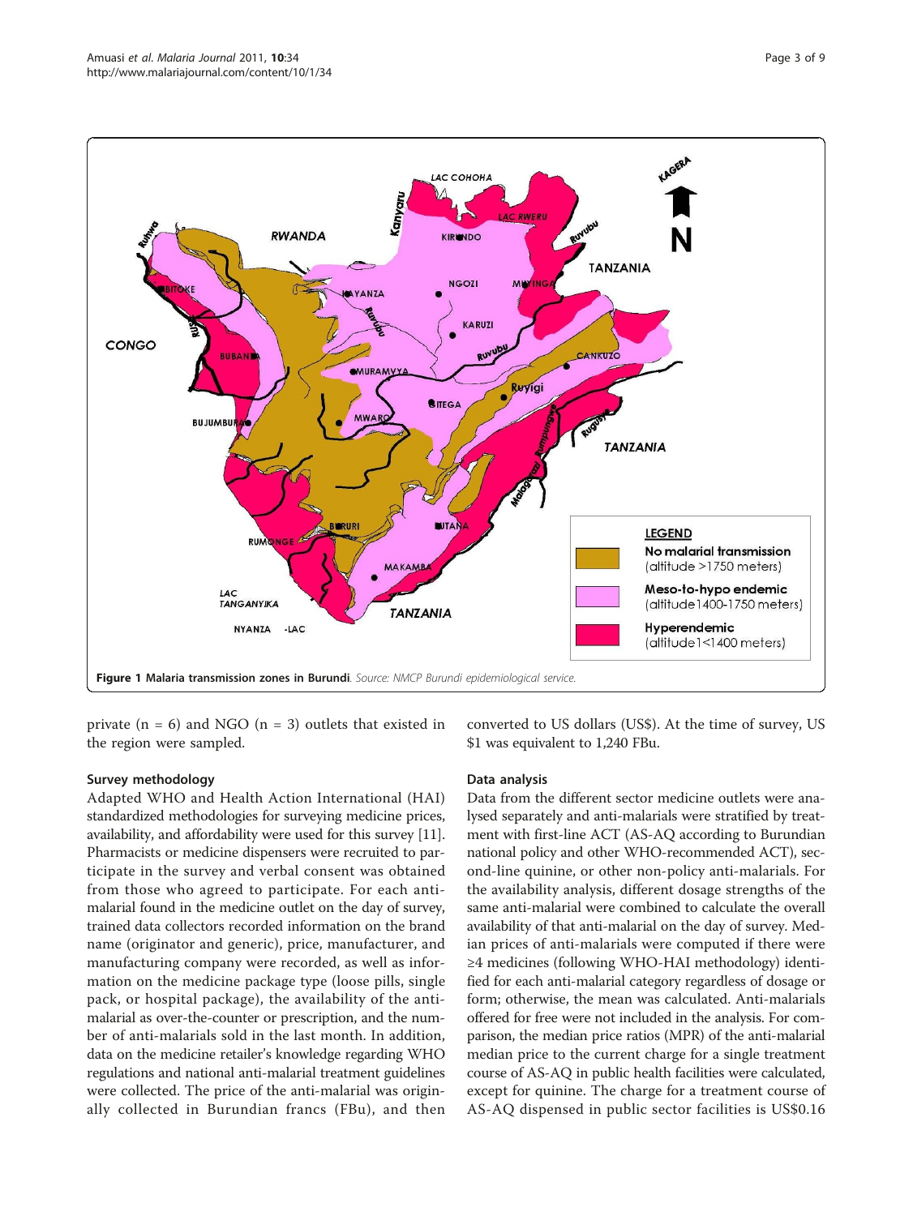**Figure 1 Malaria transmission zones in Burundi**. *Source: NMCP Burundi epidemiological service.*

private (n = 6) and NGO (n = 3) outlets that existed in the region were sampled.

### Survey methodology

Adapted WHO and Health Action International (HAI) standardized methodologies for surveying medicine prices, availability, and affordability were used for this survey [11]. Pharmacists or medicine dispensers were recruited to participate in the survey and verbal consent was obtained from those who agreed to participate. For each anti-malarial found in the medicine outlet on the day of survey, trained data collectors recorded information on the brand name (originator and generic), price, manufacturer, and manufacturing company were recorded, as well as information on the medicine package type (loose pills, single pack, or hospital package), the availability of the anti-malarial as over-the-counter or prescription, and the number of anti-malarials sold in the last month. In addition, data on the medicine retailer's knowledge regarding WHO regulations and national anti-malarial treatment guidelines were collected. The price of the anti-malarial was originally collected in Burundian francs (FBu), and then converted to US dollars (US$). At the time of survey, US $1 was equivalent to 1,240 FBu.

### Data analysis

Data from the different sector medicine outlets were analysed separately and anti-malarials were stratified by treatment with first-line ACT (AS-AQ according to Burundian national policy and other WHO-recommended ACT), second-line quinine, or other non-policy anti-malarials. For the availability analysis, different dosage strengths of the same anti-malarial were combined to calculate the overall availability of that anti-malarial on the day of survey. Median prices of anti-malarials were computed if there were ≥4 medicines (following WHO-HAI methodology) identified for each anti-malarial category regardless of dosage or form; otherwise, the mean was calculated. Anti-malarials offered for free were not included in the analysis. For comparison, the median price ratios (MPR) of the anti-malarial median price to the current charge for a single treatment course of AS-AQ in public health facilities were calculated, except for quinine. The charge for a treatment course of AS-AQ dispensed in public sector facilities is US$0.16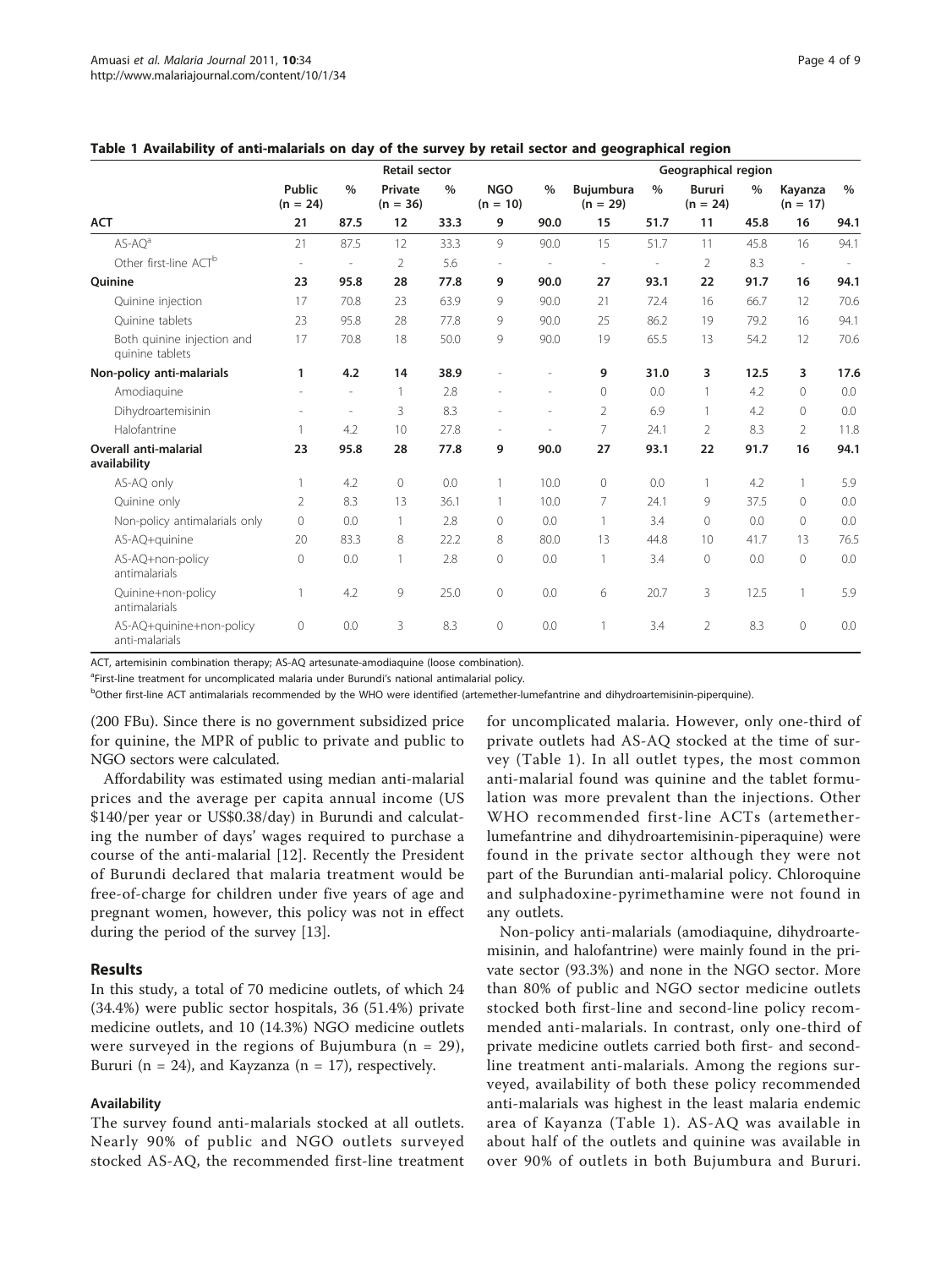**Table 1 Availability of anti-malarials on day of the survey by retail sector and geographical region**

| | Retail sector | | | | | | Geographical region | | | | | |
|---|---|---|---|---|---|---|---|---|---|---|---|---|
| | Public (n = 24) | % | Private (n = 36) | % | NGO (n = 10) | % | Bujumbura (n = 29) | % | Bururi (n = 24) | % | Kayanza (n = 17) | % |
| **ACT** | **21** | **87.5** | **12** | **33.3** | **9** | **90.0** | **15** | **51.7** | **11** | **45.8** | **16** | **94.1** |
| AS-AQ[a] | 21 | 87.5 | 12 | 33.3 | 9 | 90.0 | 15 | 51.7 | 11 | 45.8 | 16 | 94.1 |
| Other first-line ACT[b] | - | - | 2 | 5.6 | - | - | - | - | 2 | 8.3 | - | - |
| **Quinine** | **23** | **95.8** | **28** | **77.8** | **9** | **90.0** | **27** | **93.1** | **22** | **91.7** | **16** | **94.1** |
| Quinine injection | 17 | 70.8 | 23 | 63.9 | 9 | 90.0 | 21 | 72.4 | 16 | 66.7 | 12 | 70.6 |
| Quinine tablets | 23 | 95.8 | 28 | 77.8 | 9 | 90.0 | 25 | 86.2 | 19 | 79.2 | 16 | 94.1 |
| Both quinine injection and quinine tablets | 17 | 70.8 | 18 | 50.0 | 9 | 90.0 | 19 | 65.5 | 13 | 54.2 | 12 | 70.6 |
| **Non-policy anti-malarials** | **1** | **4.2** | **14** | **38.9** | - | - | **9** | **31.0** | **3** | **12.5** | **3** | **17.6** |
| Amodiaquine | - | - | 1 | 2.8 | - | - | 0 | 0.0 | 1 | 4.2 | 0 | 0.0 |
| Dihydroartemisinin | - | - | 3 | 8.3 | - | - | 2 | 6.9 | 1 | 4.2 | 0 | 0.0 |
| Halofantrine | 1 | 4.2 | 10 | 27.8 | - | - | 7 | 24.1 | 2 | 8.3 | 2 | 11.8 |
| **Overall anti-malarial availability** | **23** | **95.8** | **28** | **77.8** | **9** | **90.0** | **27** | **93.1** | **22** | **91.7** | **16** | **94.1** |
| AS-AQ only | 1 | 4.2 | 0 | 0.0 | 1 | 10.0 | 0 | 0.0 | 1 | 4.2 | 1 | 5.9 |
| Quinine only | 2 | 8.3 | 13 | 36.1 | 1 | 10.0 | 7 | 24.1 | 9 | 37.5 | 0 | 0.0 |
| Non-policy antimalarials only | 0 | 0.0 | 1 | 2.8 | 0 | 0.0 | 1 | 3.4 | 0 | 0.0 | 0 | 0.0 |
| AS-AQ+quinine | 20 | 83.3 | 8 | 22.2 | 8 | 80.0 | 13 | 44.8 | 10 | 41.7 | 13 | 76.5 |
| AS-AQ+non-policy antimalarials | 0 | 0.0 | 1 | 2.8 | 0 | 0.0 | 1 | 3.4 | 0 | 0.0 | 0 | 0.0 |
| Quinine+non-policy antimalarials | 1 | 4.2 | 9 | 25.0 | 0 | 0.0 | 6 | 20.7 | 3 | 12.5 | 1 | 5.9 |
| AS-AQ+quinine+non-policy anti-malarials | 0 | 0.0 | 3 | 8.3 | 0 | 0.0 | 1 | 3.4 | 2 | 8.3 | 0 | 0.0 |

ACT, artemisinin combination therapy; AS-AQ artesunate-amodiaquine (loose combination).

[a]First-line treatment for uncomplicated malaria under Burundi's national antimalarial policy.

[b]Other first-line ACT antimalarials recommended by the WHO were identified (artemether-lumefantrine and dihydroartemisinin-piperquine).

(200 FBu). Since there is no government subsidized price for quinine, the MPR of public to private and public to NGO sectors were calculated.

Affordability was estimated using median anti-malarial prices and the average per capita annual income (US $140/per year or US$0.38/day) in Burundi and calculating the number of days' wages required to purchase a course of the anti-malarial [12]. Recently the President of Burundi declared that malaria treatment would be free-of-charge for children under five years of age and pregnant women, however, this policy was not in effect during the period of the survey [13].

## Results

In this study, a total of 70 medicine outlets, of which 24 (34.4%) were public sector hospitals, 36 (51.4%) private medicine outlets, and 10 (14.3%) NGO medicine outlets were surveyed in the regions of Bujumbura (n = 29), Bururi (n = 24), and Kayzanza (n = 17), respectively.

### Availability

The survey found anti-malarials stocked at all outlets. Nearly 90% of public and NGO outlets surveyed stocked AS-AQ, the recommended first-line treatment for uncomplicated malaria. However, only one-third of private outlets had AS-AQ stocked at the time of survey (Table 1). In all outlet types, the most common anti-malarial found was quinine and the tablet formulation was more prevalent than the injections. Other WHO recommended first-line ACTs (artemether-lumefantrine and dihydroartemisinin-piperaquine) were found in the private sector although they were not part of the Burundian anti-malarial policy. Chloroquine and sulphadoxine-pyrimethamine were not found in any outlets.

Non-policy anti-malarials (amodiaquine, dihydroartemisinin, and halofantrine) were mainly found in the private sector (93.3%) and none in the NGO sector. More than 80% of public and NGO sector medicine outlets stocked both first-line and second-line policy recommended anti-malarials. In contrast, only one-third of private medicine outlets carried both first- and second-line treatment anti-malarials. Among the regions surveyed, availability of both these policy recommended anti-malarials was highest in the least malaria endemic area of Kayanza (Table 1). AS-AQ was available in about half of the outlets and quinine was available in over 90% of outlets in both Bujumbura and Bururi.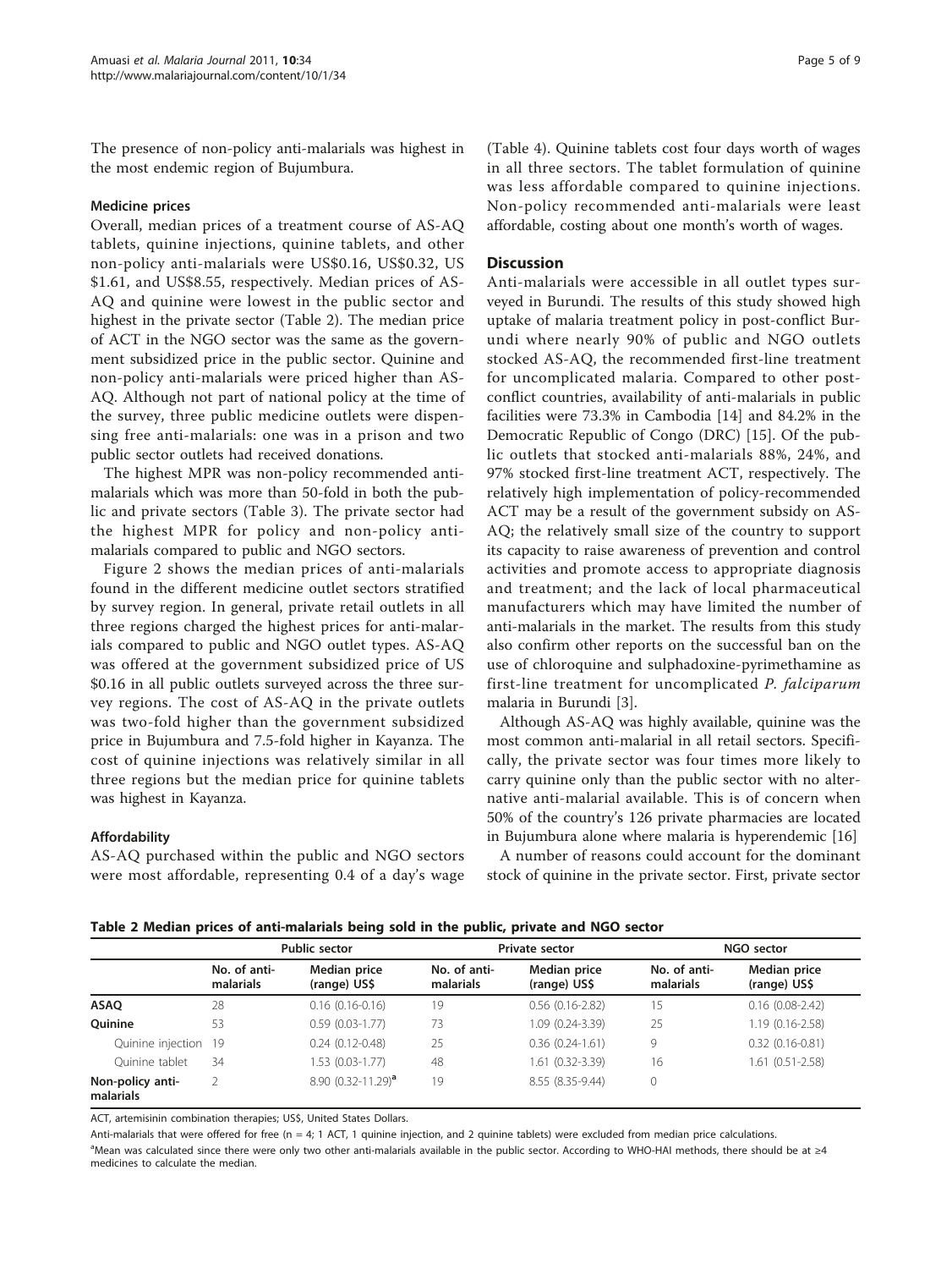The presence of non-policy anti-malarials was highest in the most endemic region of Bujumbura.

### Medicine prices

Overall, median prices of a treatment course of AS-AQ tablets, quinine injections, quinine tablets, and other non-policy anti-malarials were US$0.16, US$0.32, US $1.61, and US$8.55, respectively. Median prices of AS-AQ and quinine were lowest in the public sector and highest in the private sector (Table 2). The median price of ACT in the NGO sector was the same as the government subsidized price in the public sector. Quinine and non-policy anti-malarials were priced higher than AS-AQ. Although not part of national policy at the time of the survey, three public medicine outlets were dispensing free anti-malarials: one was in a prison and two public sector outlets had received donations.

The highest MPR was non-policy recommended anti-malarials which was more than 50-fold in both the public and private sectors (Table 3). The private sector had the highest MPR for policy and non-policy anti-malarials compared to public and NGO sectors.

Figure 2 shows the median prices of anti-malarials found in the different medicine outlet sectors stratified by survey region. In general, private retail outlets in all three regions charged the highest prices for anti-malarials compared to public and NGO outlet types. AS-AQ was offered at the government subsidized price of US $0.16 in all public outlets surveyed across the three survey regions. The cost of AS-AQ in the private outlets was two-fold higher than the government subsidized price in Bujumbura and 7.5-fold higher in Kayanza. The cost of quinine injections was relatively similar in all three regions but the median price for quinine tablets was highest in Kayanza.

### Affordability

AS-AQ purchased within the public and NGO sectors were most affordable, representing 0.4 of a day's wage (Table 4). Quinine tablets cost four days worth of wages in all three sectors. The tablet formulation of quinine was less affordable compared to quinine injections. Non-policy recommended anti-malarials were least affordable, costing about one month's worth of wages.

## Discussion

Anti-malarials were accessible in all outlet types surveyed in Burundi. The results of this study showed high uptake of malaria treatment policy in post-conflict Burundi where nearly 90% of public and NGO outlets stocked AS-AQ, the recommended first-line treatment for uncomplicated malaria. Compared to other post-conflict countries, availability of anti-malarials in public facilities were 73.3% in Cambodia [14] and 84.2% in the Democratic Republic of Congo (DRC) [15]. Of the public outlets that stocked anti-malarials 88%, 24%, and 97% stocked first-line treatment ACT, respectively. The relatively high implementation of policy-recommended ACT may be a result of the government subsidy on AS-AQ; the relatively small size of the country to support its capacity to raise awareness of prevention and control activities and promote access to appropriate diagnosis and treatment; and the lack of local pharmaceutical manufacturers which may have limited the number of anti-malarials in the market. The results from this study also confirm other reports on the successful ban on the use of chloroquine and sulphadoxine-pyrimethamine as first-line treatment for uncomplicated *P. falciparum* malaria in Burundi [3].

Although AS-AQ was highly available, quinine was the most common anti-malarial in all retail sectors. Specifically, the private sector was four times more likely to carry quinine only than the public sector with no alternative anti-malarial available. This is of concern when 50% of the country's 126 private pharmacies are located in Bujumbura alone where malaria is hyperendemic [16]

A number of reasons could account for the dominant stock of quinine in the private sector. First, private sector

**Table 2 Median prices of anti-malarials being sold in the public, private and NGO sector**

| | Public sector | | Private sector | | NGO sector | |
|---|---|---|---|---|---|---|
| | No. of anti-malarials | Median price (range) US$ | No. of anti-malarials | Median price (range) US$ | No. of anti-malarials | Median price (range) US$ |
| **ASAQ** | 28 | 0.16 (0.16-0.16) | 19 | 0.56 (0.16-2.82) | 15 | 0.16 (0.08-2.42) |
| **Quinine** | 53 | 0.59 (0.03-1.77) | 73 | 1.09 (0.24-3.39) | 25 | 1.19 (0.16-2.58) |
| Quinine injection | 19 | 0.24 (0.12-0.48) | 25 | 0.36 (0.24-1.61) | 9 | 0.32 (0.16-0.81) |
| Quinine tablet | 34 | 1.53 (0.03-1.77) | 48 | 1.61 (0.32-3.39) | 16 | 1.61 (0.51-2.58) |
| **Non-policy anti-malarials** | 2 | 8.90 (0.32-11.29)[a] | 19 | 8.55 (8.35-9.44) | 0 | |

ACT, artemisinin combination therapies; US$, United States Dollars.

Anti-malarials that were offered for free (n = 4; 1 ACT, 1 quinine injection, and 2 quinine tablets) were excluded from median price calculations.

[a]Mean was calculated since there were only two other anti-malarials available in the public sector. According to WHO-HAI methods, there should be at ≥4 medicines to calculate the median.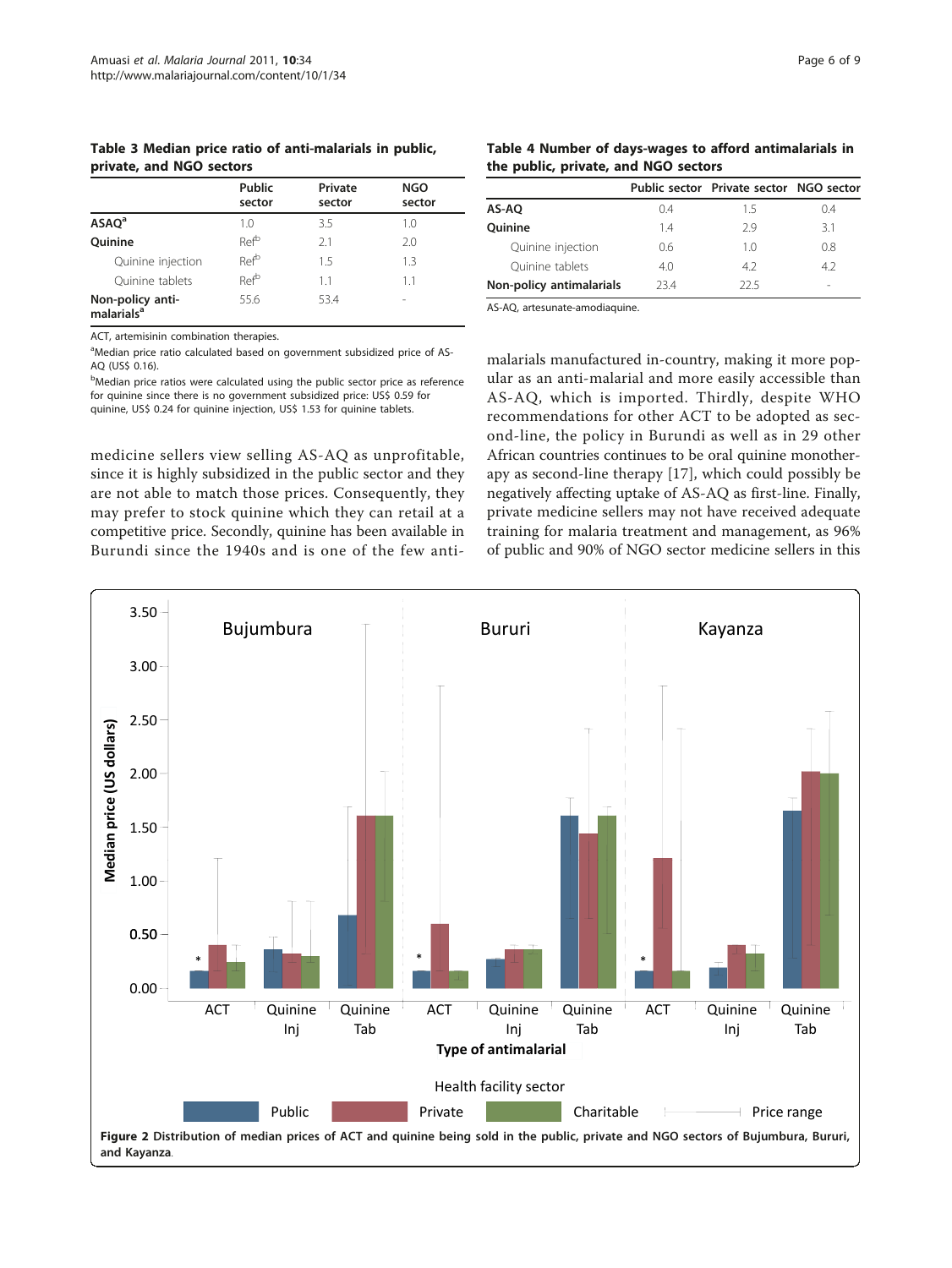**Table 3 Median price ratio of anti-malarials in public, private, and NGO sectors**

| | Public sector | Private sector | NGO sector |
|---|---|---|---|
| **ASAQ**[a] | 1.0 | 3.5 | 1.0 |
| **Quinine** | Ref[b] | 2.1 | 2.0 |
| Quinine injection | Ref[b] | 1.5 | 1.3 |
| Quinine tablets | Ref[b] | 1.1 | 1.1 |
| **Non-policy anti-malarials**[a] | 55.6 | 53.4 | - |

ACT, artemisinin combination therapies.

[a]Median price ratio calculated based on government subsidized price of AS-AQ (US$ 0.16).

[b]Median price ratios were calculated using the public sector price as reference for quinine since there is no government subsidized price: US$ 0.59 for quinine, US$ 0.24 for quinine injection, US$ 1.53 for quinine tablets.

**Table 4 Number of days-wages to afford antimalarials in the public, private, and NGO sectors**

| | Public sector | Private sector | NGO sector |
|---|---|---|---|
| **AS-AQ** | 0.4 | 1.5 | 0.4 |
| **Quinine** | 1.4 | 2.9 | 3.1 |
| Quinine injection | 0.6 | 1.0 | 0.8 |
| Quinine tablets | 4.0 | 4.2 | 4.2 |
| **Non-policy antimalarials** | 23.4 | 22.5 | - |

AS-AQ, artesunate-amodiaquine.

medicine sellers view selling AS-AQ as unprofitable, since it is highly subsidized in the public sector and they are not able to match those prices. Consequently, they may prefer to stock quinine which they can retail at a competitive price. Secondly, quinine has been available in Burundi since the 1940s and is one of the few anti-malarials manufactured in-country, making it more popular as an anti-malarial and more easily accessible than AS-AQ, which is imported. Thirdly, despite WHO recommendations for other ACT to be adopted as second-line, the policy in Burundi as well as in 29 other African countries continues to be oral quinine monotherapy as second-line therapy [17], which could possibly be negatively affecting uptake of AS-AQ as first-line. Finally, private medicine sellers may not have received adequate training for malaria treatment and management, as 96% of public and 90% of NGO sector medicine sellers in this

**Figure 2** Distribution of median prices of ACT and quinine being sold in the public, private and NGO sectors of Bujumbura, Bururi, and Kayanza.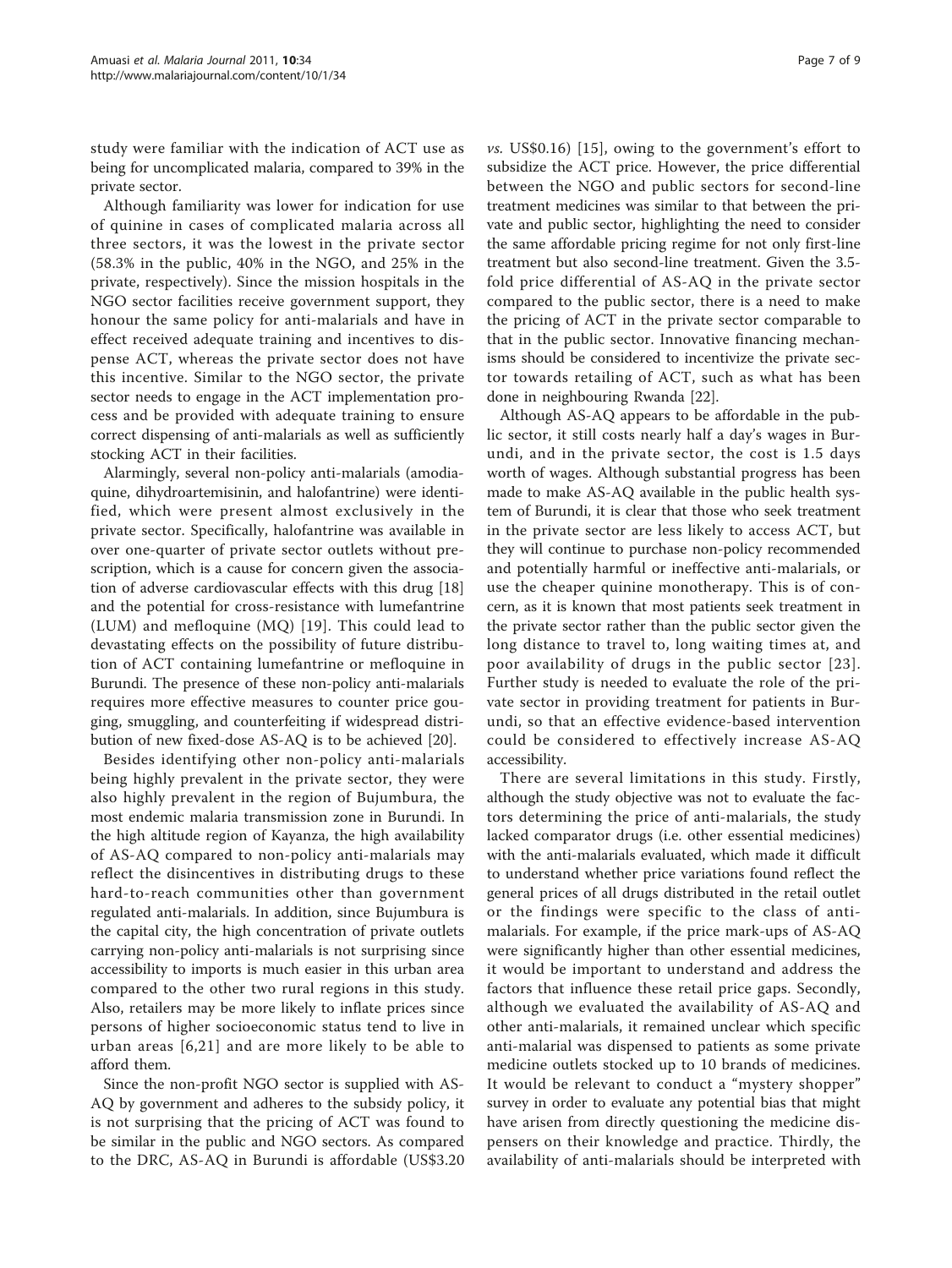study were familiar with the indication of ACT use as being for uncomplicated malaria, compared to 39% in the private sector.

Although familiarity was lower for indication for use of quinine in cases of complicated malaria across all three sectors, it was the lowest in the private sector (58.3% in the public, 40% in the NGO, and 25% in the private, respectively). Since the mission hospitals in the NGO sector facilities receive government support, they honour the same policy for anti-malarials and have in effect received adequate training and incentives to dispense ACT, whereas the private sector does not have this incentive. Similar to the NGO sector, the private sector needs to engage in the ACT implementation process and be provided with adequate training to ensure correct dispensing of anti-malarials as well as sufficiently stocking ACT in their facilities.

Alarmingly, several non-policy anti-malarials (amodiaquine, dihydroartemisinin, and halofantrine) were identified, which were present almost exclusively in the private sector. Specifically, halofantrine was available in over one-quarter of private sector outlets without prescription, which is a cause for concern given the association of adverse cardiovascular effects with this drug [18] and the potential for cross-resistance with lumefantrine (LUM) and mefloquine (MQ) [19]. This could lead to devastating effects on the possibility of future distribution of ACT containing lumefantrine or mefloquine in Burundi. The presence of these non-policy anti-malarials requires more effective measures to counter price gouging, smuggling, and counterfeiting if widespread distribution of new fixed-dose AS-AQ is to be achieved [20].

Besides identifying other non-policy anti-malarials being highly prevalent in the private sector, they were also highly prevalent in the region of Bujumbura, the most endemic malaria transmission zone in Burundi. In the high altitude region of Kayanza, the high availability of AS-AQ compared to non-policy anti-malarials may reflect the disincentives in distributing drugs to these hard-to-reach communities other than government regulated anti-malarials. In addition, since Bujumbura is the capital city, the high concentration of private outlets carrying non-policy anti-malarials is not surprising since accessibility to imports is much easier in this urban area compared to the other two rural regions in this study. Also, retailers may be more likely to inflate prices since persons of higher socioeconomic status tend to live in urban areas [6,21] and are more likely to be able to afford them.

Since the non-profit NGO sector is supplied with AS-AQ by government and adheres to the subsidy policy, it is not surprising that the pricing of ACT was found to be similar in the public and NGO sectors. As compared to the DRC, AS-AQ in Burundi is affordable (US$3.20 *vs.* US$0.16) [15], owing to the government's effort to subsidize the ACT price. However, the price differential between the NGO and public sectors for second-line treatment medicines was similar to that between the private and public sector, highlighting the need to consider the same affordable pricing regime for not only first-line treatment but also second-line treatment. Given the 3.5-fold price differential of AS-AQ in the private sector compared to the public sector, there is a need to make the pricing of ACT in the private sector comparable to that in the public sector. Innovative financing mechanisms should be considered to incentivize the private sector towards retailing of ACT, such as what has been done in neighbouring Rwanda [22].

Although AS-AQ appears to be affordable in the public sector, it still costs nearly half a day's wages in Burundi, and in the private sector, the cost is 1.5 days worth of wages. Although substantial progress has been made to make AS-AQ available in the public health system of Burundi, it is clear that those who seek treatment in the private sector are less likely to access ACT, but they will continue to purchase non-policy recommended and potentially harmful or ineffective anti-malarials, or use the cheaper quinine monotherapy. This is of concern, as it is known that most patients seek treatment in the private sector rather than the public sector given the long distance to travel to, long waiting times at, and poor availability of drugs in the public sector [23]. Further study is needed to evaluate the role of the private sector in providing treatment for patients in Burundi, so that an effective evidence-based intervention could be considered to effectively increase AS-AQ accessibility.

There are several limitations in this study. Firstly, although the study objective was not to evaluate the factors determining the price of anti-malarials, the study lacked comparator drugs (i.e. other essential medicines) with the anti-malarials evaluated, which made it difficult to understand whether price variations found reflect the general prices of all drugs distributed in the retail outlet or the findings were specific to the class of anti-malarials. For example, if the price mark-ups of AS-AQ were significantly higher than other essential medicines, it would be important to understand and address the factors that influence these retail price gaps. Secondly, although we evaluated the availability of AS-AQ and other anti-malarials, it remained unclear which specific anti-malarial was dispensed to patients as some private medicine outlets stocked up to 10 brands of medicines. It would be relevant to conduct a "mystery shopper" survey in order to evaluate any potential bias that might have arisen from directly questioning the medicine dispensers on their knowledge and practice. Thirdly, the availability of anti-malarials should be interpreted with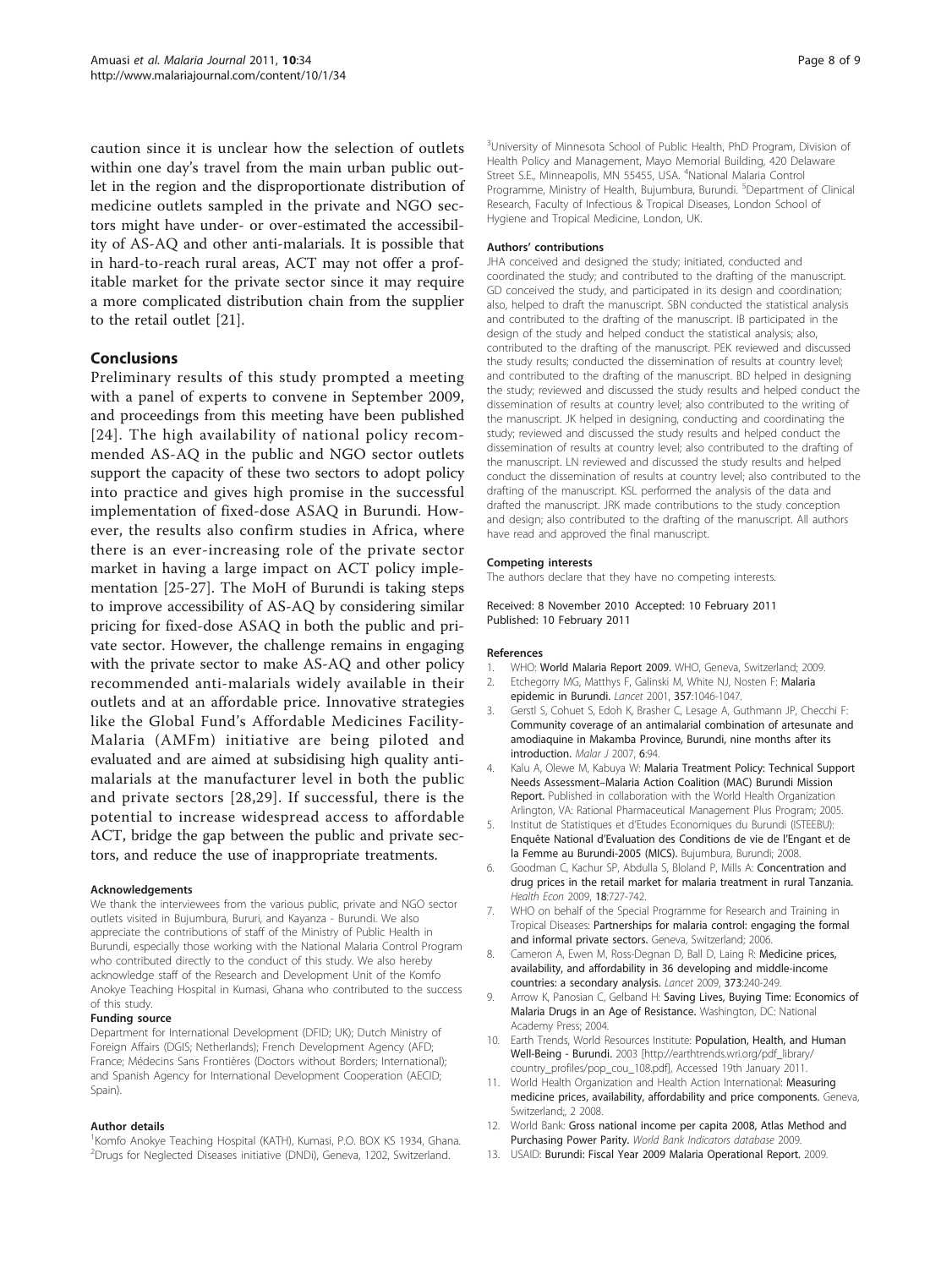caution since it is unclear how the selection of outlets within one day's travel from the main urban public outlet in the region and the disproportionate distribution of medicine outlets sampled in the private and NGO sectors might have under- or over-estimated the accessibility of AS-AQ and other anti-malarials. It is possible that in hard-to-reach rural areas, ACT may not offer a profitable market for the private sector since it may require a more complicated distribution chain from the supplier to the retail outlet [21].

## Conclusions

Preliminary results of this study prompted a meeting with a panel of experts to convene in September 2009, and proceedings from this meeting have been published [24]. The high availability of national policy recommended AS-AQ in the public and NGO sector outlets support the capacity of these two sectors to adopt policy into practice and gives high promise in the successful implementation of fixed-dose ASAQ in Burundi. However, the results also confirm studies in Africa, where there is an ever-increasing role of the private sector market in having a large impact on ACT policy implementation [25-27]. The MoH of Burundi is taking steps to improve accessibility of AS-AQ by considering similar pricing for fixed-dose ASAQ in both the public and private sector. However, the challenge remains in engaging with the private sector to make AS-AQ and other policy recommended anti-malarials widely available in their outlets and at an affordable price. Innovative strategies like the Global Fund's Affordable Medicines Facility-Malaria (AMFm) initiative are being piloted and evaluated and are aimed at subsidising high quality anti-malarials at the manufacturer level in both the public and private sectors [28,29]. If successful, there is the potential to increase widespread access to affordable ACT, bridge the gap between the public and private sectors, and reduce the use of inappropriate treatments.

#### Acknowledgements

We thank the interviewees from the various public, private and NGO sector outlets visited in Bujumbura, Bururi, and Kayanza - Burundi. We also appreciate the contributions of staff of the Ministry of Public Health in Burundi, especially those working with the National Malaria Control Program who contributed directly to the conduct of this study. We also hereby acknowledge staff of the Research and Development Unit of the Komfo Anokye Teaching Hospital in Kumasi, Ghana who contributed to the success of this study.

#### Funding source

Department for International Development (DFID; UK); Dutch Ministry of Foreign Affairs (DGIS; Netherlands); French Development Agency (AFD; France; Médecins Sans Frontières (Doctors without Borders; International); and Spanish Agency for International Development Cooperation (AECID; Spain).

#### Author details

[1]Komfo Anokye Teaching Hospital (KATH), Kumasi, P.O. BOX KS 1934, Ghana. [2]Drugs for Neglected Diseases initiative (DNDi), Geneva, 1202, Switzerland. [3]University of Minnesota School of Public Health, PhD Program, Division of Health Policy and Management, Mayo Memorial Building, 420 Delaware Street S.E., Minneapolis, MN 55455, USA. [4]National Malaria Control Programme, Ministry of Health, Bujumbura, Burundi. [5]Department of Clinical Research, Faculty of Infectious & Tropical Diseases, London School of Hygiene and Tropical Medicine, London, UK.

#### Authors' contributions

JHA conceived and designed the study; initiated, conducted and coordinated the study; and contributed to the drafting of the manuscript. GD conceived the study, and participated in its design and coordination; also, helped to draft the manuscript. SBN conducted the statistical analysis and contributed to the drafting of the manuscript. IB participated in the design of the study and helped conduct the statistical analysis; also, contributed to the drafting of the manuscript. PEK reviewed and discussed the study results; conducted the dissemination of results at country level; and contributed to the drafting of the manuscript. BD helped in designing the study; reviewed and discussed the study results and helped conduct the dissemination of results at country level; also contributed to the writing of the manuscript. JK helped in designing, conducting and coordinating the study; reviewed and discussed the study results and helped conduct the dissemination of results at country level; also contributed to the drafting of the manuscript. LN reviewed and discussed the study results and helped conduct the dissemination of results at country level; also contributed to the drafting of the manuscript. KSL performed the analysis of the data and drafted the manuscript. JRK made contributions to the study conception and design; also contributed to the drafting of the manuscript. All authors have read and approved the final manuscript.

#### Competing interests

The authors declare that they have no competing interests.

Received: 8 November 2010 Accepted: 10 February 2011
Published: 10 February 2011

#### References

1. WHO: **World Malaria Report 2009.** WHO, Geneva, Switzerland; 2009.
2. Etchegorry MG, Matthys F, Galinski M, White NJ, Nosten F: **Malaria epidemic in Burundi.** *Lancet* 2001, **357**:1046-1047.
3. Gerstl S, Cohuet S, Edoh K, Brasher C, Lesage A, Guthmann JP, Checchi F: **Community coverage of an antimalarial combination of artesunate and amodiaquine in Makamba Province, Burundi, nine months after its introduction.** *Malar J* 2007, **6**:94.
4. Kalu A, Olewe M, Kabuya W: **Malaria Treatment Policy: Technical Support Needs Assessment–Malaria Action Coalition (MAC) Burundi Mission Report.** Published in collaboration with the World Health Organization Arlington, VA: Rational Pharmaceutical Management Plus Program; 2005.
5. Institut de Statistiques et d'Etudes Economiques du Burundi (ISTEEBU): **Enquête National d'Evaluation des Conditions de vie de l'Engant et de la Femme au Burundi-2005 (MICS).** Bujumbura, Burundi; 2008.
6. Goodman C, Kachur SP, Abdulla S, Bloland P, Mills A: **Concentration and drug prices in the retail market for malaria treatment in rural Tanzania.** *Health Econ* 2009, **18**:727-742.
7. WHO on behalf of the Special Programme for Research and Training in Tropical Diseases: **Partnerships for malaria control: engaging the formal and informal private sectors.** Geneva, Switzerland; 2006.
8. Cameron A, Ewen M, Ross-Degnan D, Ball D, Laing R: **Medicine prices, availability, and affordability in 36 developing and middle-income countries: a secondary analysis.** *Lancet* 2009, **373**:240-249.
9. Arrow K, Panosian C, Gelband H: **Saving Lives, Buying Time: Economics of Malaria Drugs in an Age of Resistance.** Washington, DC: National Academy Press; 2004.
10. Earth Trends, World Resources Institute: **Population, Health, and Human Well-Being - Burundi.** 2003 [http://earthtrends.wri.org/pdf_library/country_profiles/pop_cou_108.pdf], Accessed 19th January 2011.
11. World Health Organization and Health Action International: **Measuring medicine prices, availability, affordability and price components.** Geneva, Switzerland;, 2 2008.
12. World Bank: **Gross national income per capita 2008, Atlas Method and Purchasing Power Parity.** *World Bank Indicators database* 2009.
13. USAID: **Burundi: Fiscal Year 2009 Malaria Operational Report.** 2009.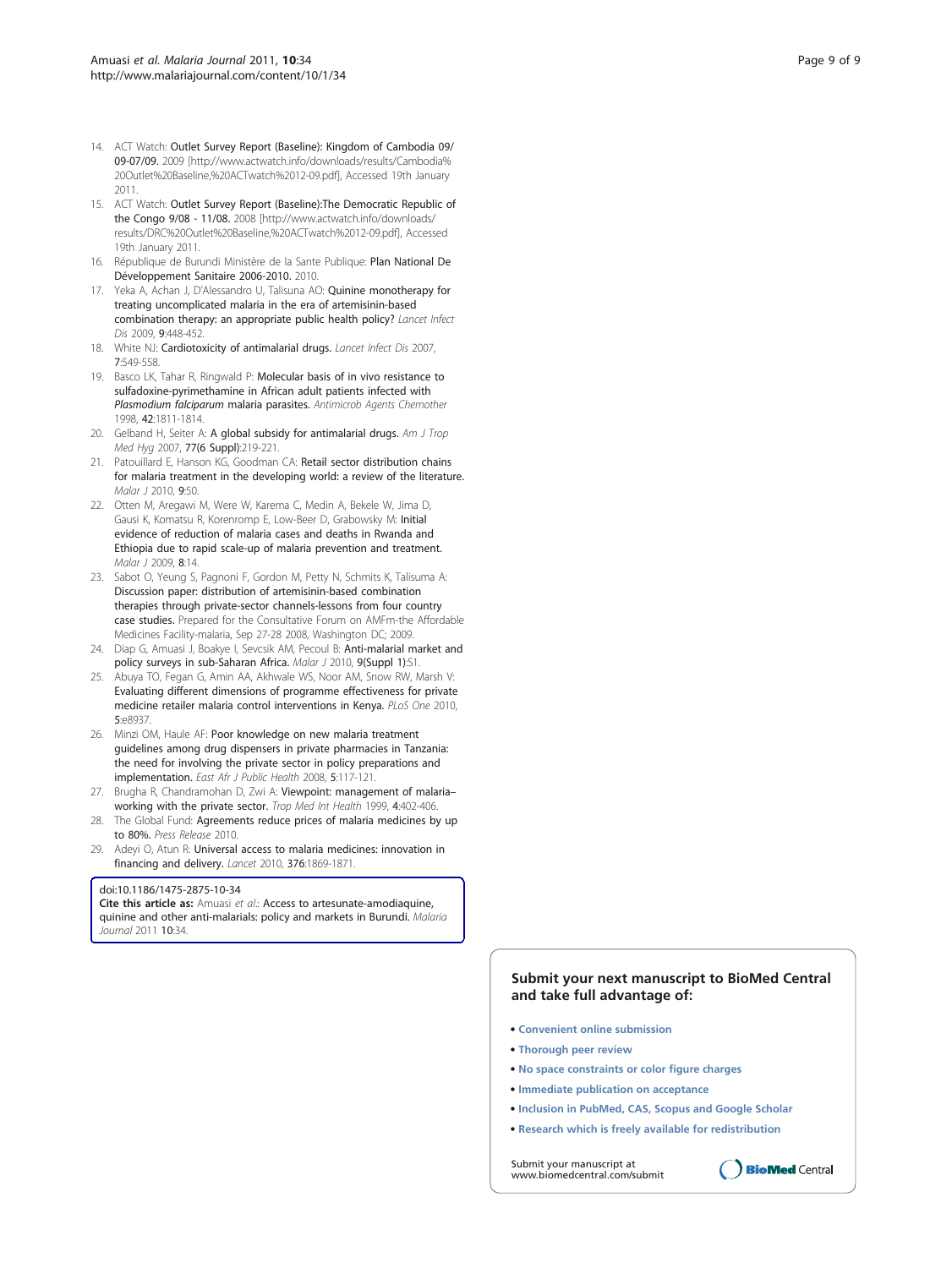14. ACT Watch: **Outlet Survey Report (Baseline): Kingdom of Cambodia 09/09-07/09.** 2009 [http://www.actwatch.info/downloads/results/Cambodia%20Outlet%20Baseline,%20ACTwatch%2012-09.pdf], Accessed 19th January 2011.
15. ACT Watch: **Outlet Survey Report (Baseline):The Democratic Republic of the Congo 9/08 - 11/08.** 2008 [http://www.actwatch.info/downloads/results/DRC%20Outlet%20Baseline,%20ACTwatch%2012-09.pdf], Accessed 19th January 2011.
16. République de Burundi Ministère de la Sante Publique: **Plan National De Développement Sanitaire 2006-2010.** 2010.
17. Yeka A, Achan J, D'Alessandro U, Talisuna AO: **Quinine monotherapy for treating uncomplicated malaria in the era of artemisinin-based combination therapy: an appropriate public health policy?** *Lancet Infect Dis* 2009, **9**:448-452.
18. White NJ: **Cardiotoxicity of antimalarial drugs.** *Lancet Infect Dis* 2007, **7**:549-558.
19. Basco LK, Tahar R, Ringwald P: **Molecular basis of in vivo resistance to sulfadoxine-pyrimethamine in African adult patients infected with *Plasmodium falciparum* malaria parasites.** *Antimicrob Agents Chemother* 1998, **42**:1811-1814.
20. Gelband H, Seiter A: **A global subsidy for antimalarial drugs.** *Am J Trop Med Hyg* 2007, **77(6 Suppl)**:219-221.
21. Patouillard E, Hanson KG, Goodman CA: **Retail sector distribution chains for malaria treatment in the developing world: a review of the literature.** *Malar J* 2010, **9**:50.
22. Otten M, Aregawi M, Were W, Karema C, Medin A, Bekele W, Jima D, Gausi K, Komatsu R, Korenromp E, Low-Beer D, Grabowsky M: **Initial evidence of reduction of malaria cases and deaths in Rwanda and Ethiopia due to rapid scale-up of malaria prevention and treatment.** *Malar J* 2009, **8**:14.
23. Sabot O, Yeung S, Pagnoni F, Gordon M, Petty N, Schmits K, Talisuma A: **Discussion paper: distribution of artemisinin-based combination therapies through private-sector channels-lessons from four country case studies.** Prepared for the Consultative Forum on AMFm-the Affordable Medicines Facility-malaria, Sep 27-28 2008, Washington DC; 2009.
24. Diap G, Amuasi J, Boakye I, Sevcsik AM, Pecoul B: **Anti-malarial market and policy surveys in sub-Saharan Africa.** *Malar J* 2010, **9(Suppl 1)**:S1.
25. Abuya TO, Fegan G, Amin AA, Akhwale WS, Noor AM, Snow RW, Marsh V: **Evaluating different dimensions of programme effectiveness for private medicine retailer malaria control interventions in Kenya.** *PLoS One* 2010, **5**:e8937.
26. Minzi OM, Haule AF: **Poor knowledge on new malaria treatment guidelines among drug dispensers in private pharmacies in Tanzania: the need for involving the private sector in policy preparations and implementation.** *East Afr J Public Health* 2008, **5**:117-121.
27. Brugha R, Chandramohan D, Zwi A: **Viewpoint: management of malaria–working with the private sector.** *Trop Med Int Health* 1999, **4**:402-406.
28. The Global Fund: **Agreements reduce prices of malaria medicines by up to 80%.** *Press Release* 2010.
29. Adeyi O, Atun R: **Universal access to malaria medicines: innovation in financing and delivery.** *Lancet* 2010, **376**:1869-1871.

doi:10.1186/1475-2875-10-34

**Cite this article as:** Amuasi *et al.*: Access to artesunate-amodiaquine, quinine and other anti-malarials: policy and markets in Burundi. *Malaria Journal* 2011 **10**:34.